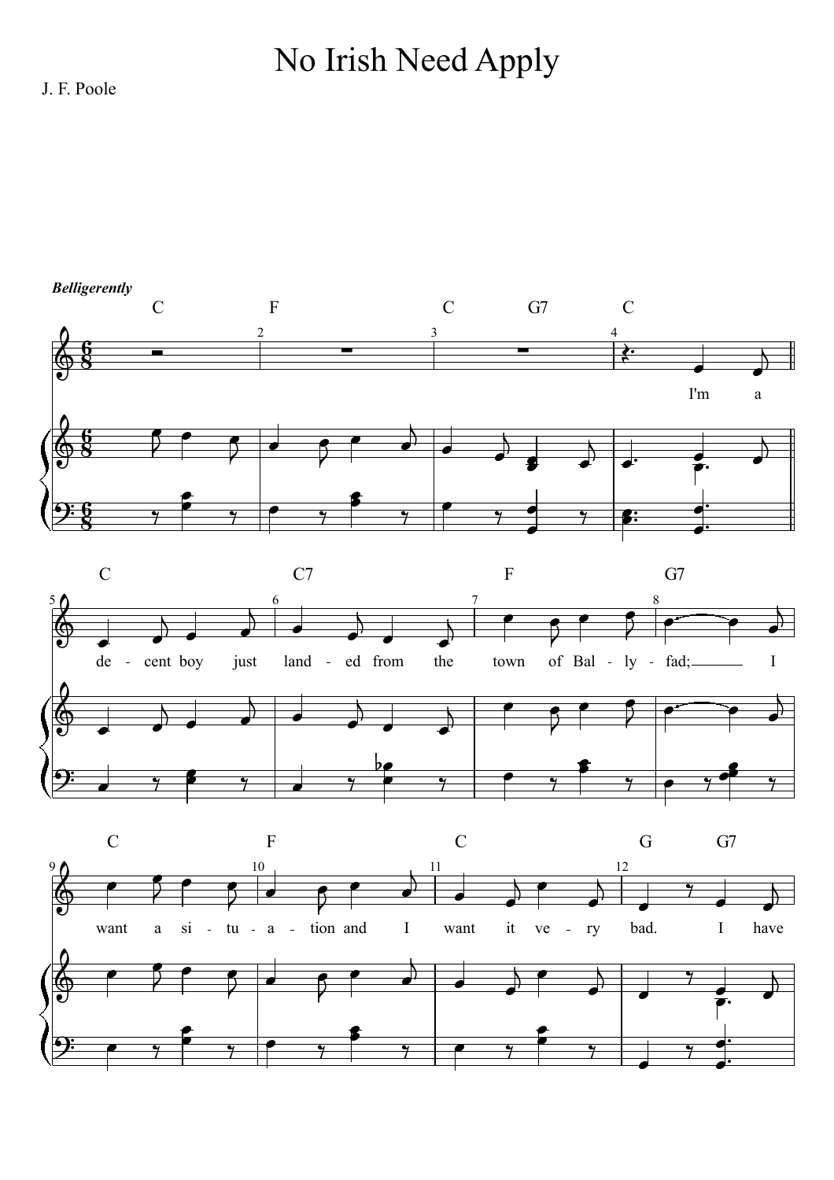# No Irish Need Apply

J. F. Poole

*Belligerently*

I'm a de - cent boy just land - ed from the town of Bal - ly - fad; I want a si - tu - a - tion and I want it ve - ry bad. I have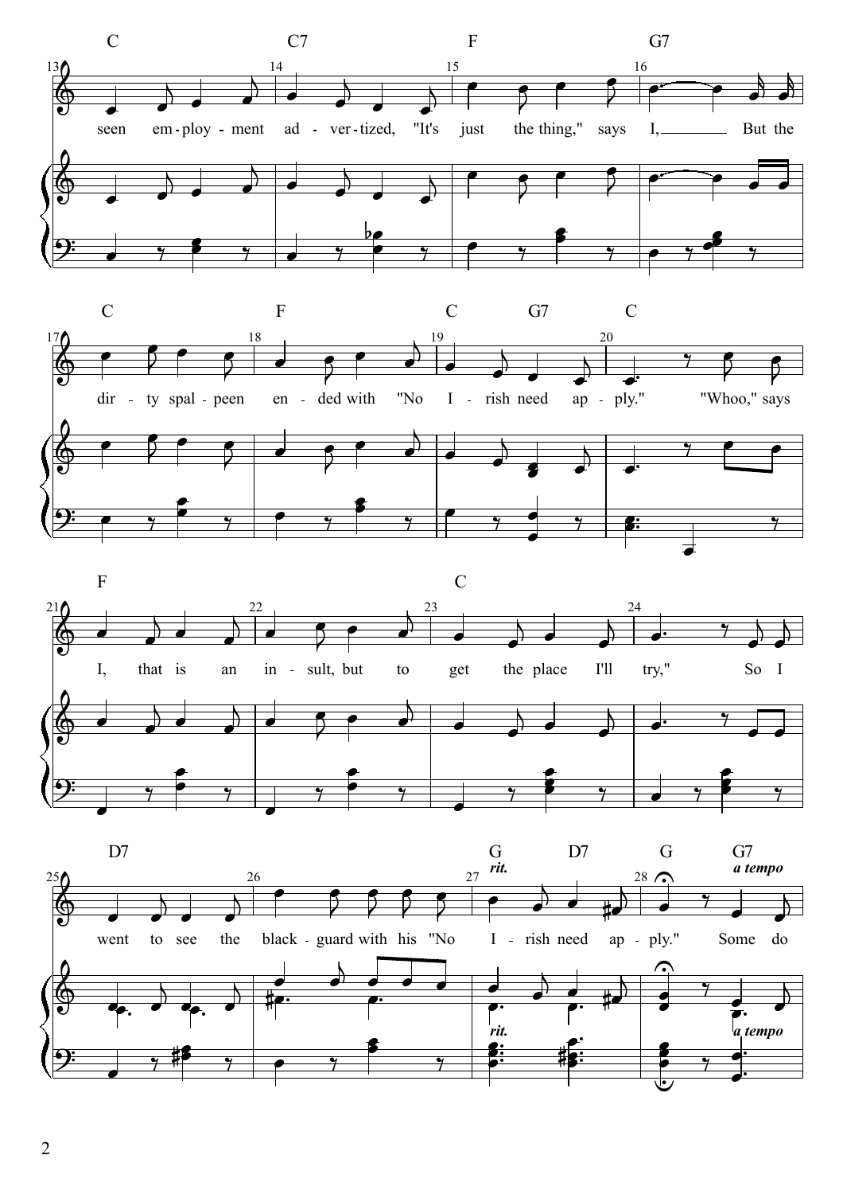seen employment advertized, "It's just the thing," says I, But the dirty spalpeen ended with "No Irish need apply." "Whoo," says I, that is an insult, but to get the place I'll try," So I went to see the blackguard with his "No Irish need apply." Some do

*rit.* *a tempo*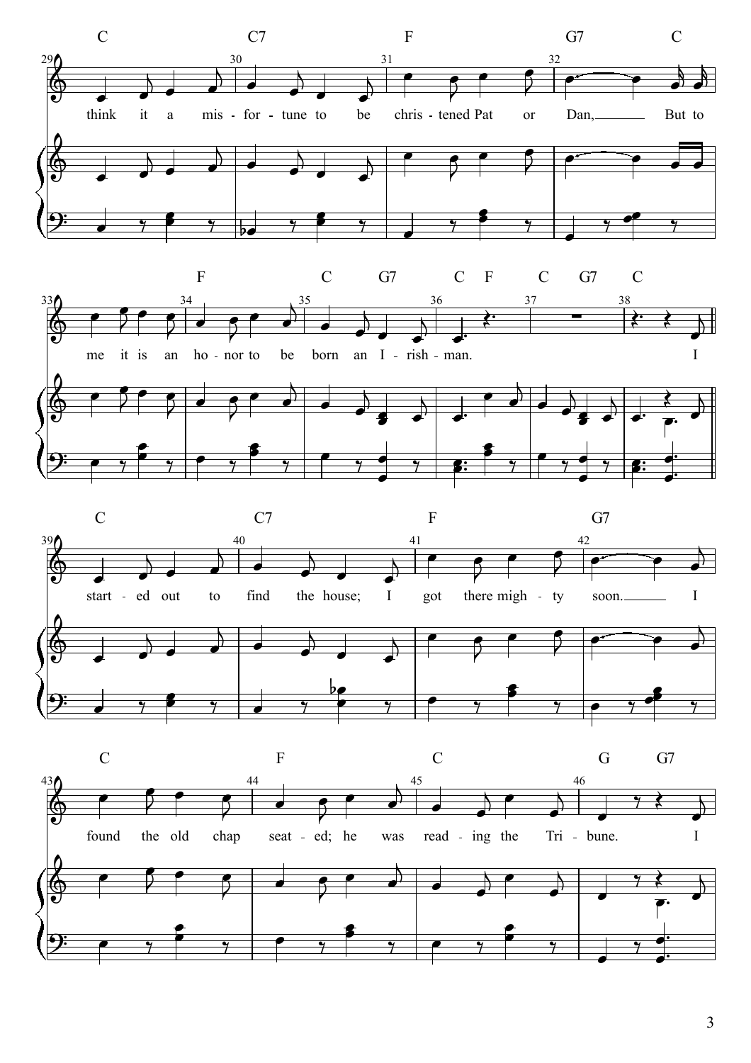think it a mis - for - tune to be chris - tened Pat or Dan, But to

me it is an ho - nor to be born an I - rish - man. I

start - ed out to find the house; I got there migh - ty soon. I

found the old chap seat - ed; he was read - ing the Tri - bune. I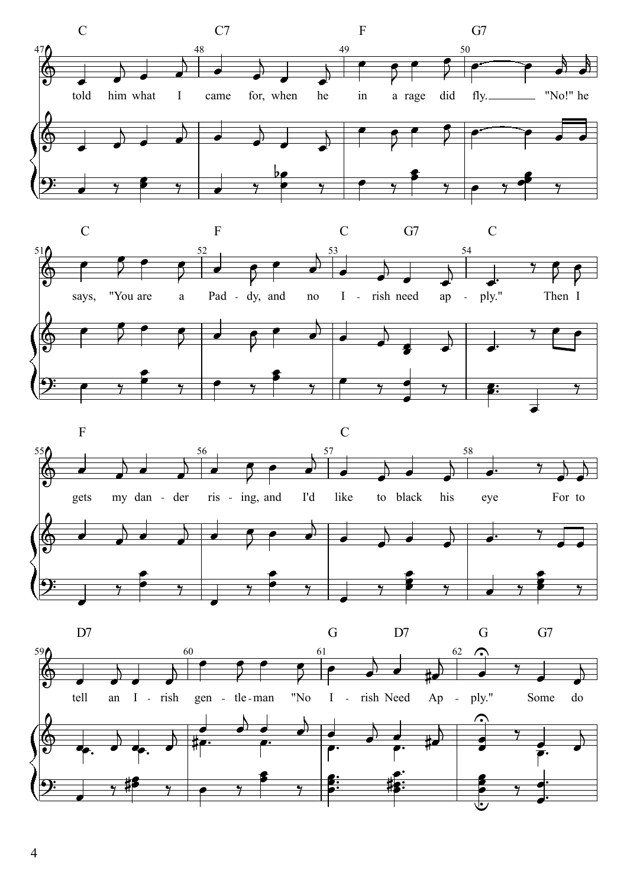C C7 F G7

told him what I came for, when he in a rage did fly. "No!" he

C F C G7 C

says, "You are a Pad - dy, and no I - rish need ap - ply." Then I

F C

gets my dan - der ris - ing, and I'd like to black his eye For to

D7 G D7 G G7

tell an I - rish gen - tle - man "No I - rish Need Ap - ply." Some do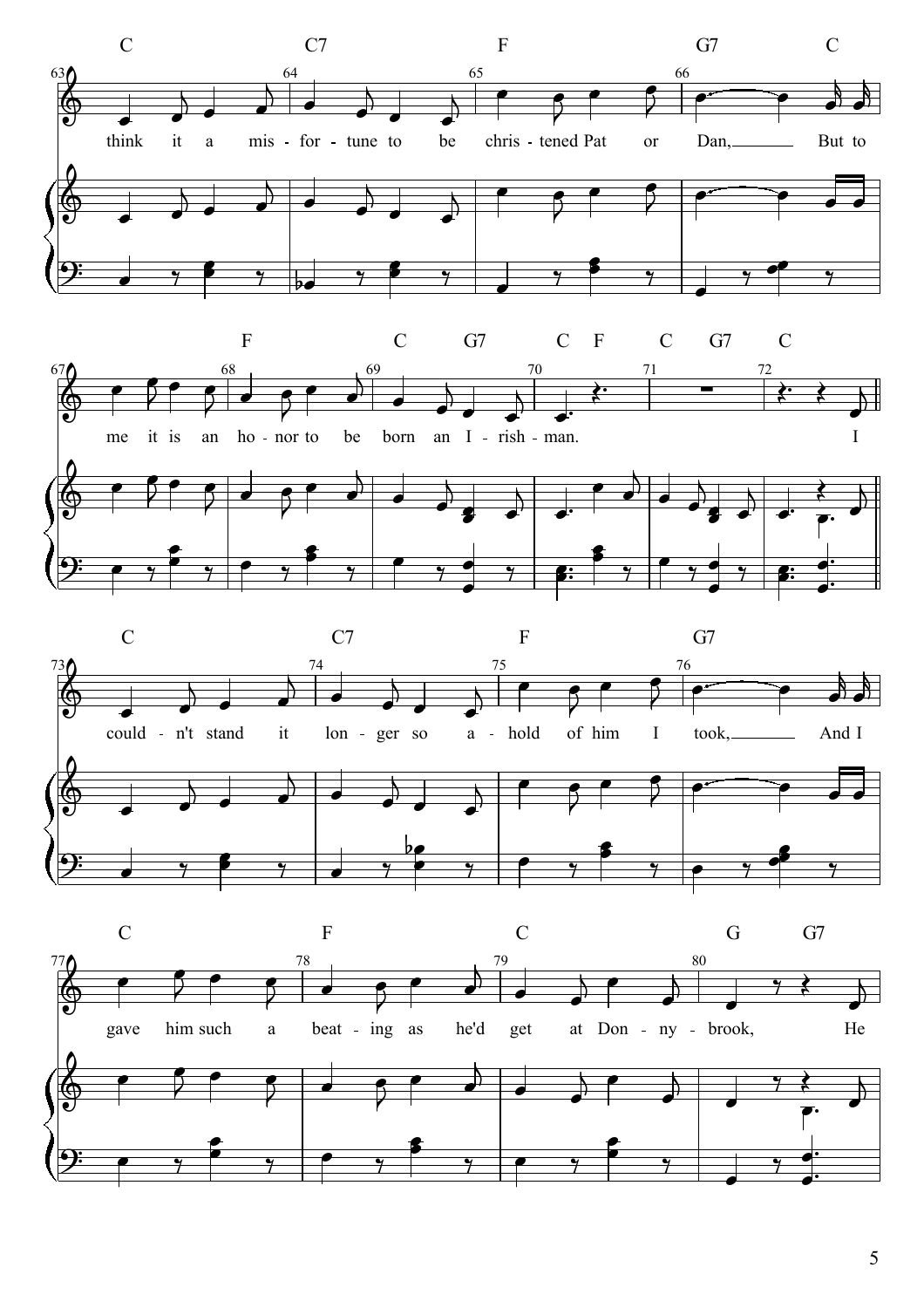think it a misfortune to be christened Pat or Dan, But to me it is an honor to be born an Irishman.

I couldn't stand it longer so ahold of him I took, And I gave him such a beating as he'd get at Donnybrook, He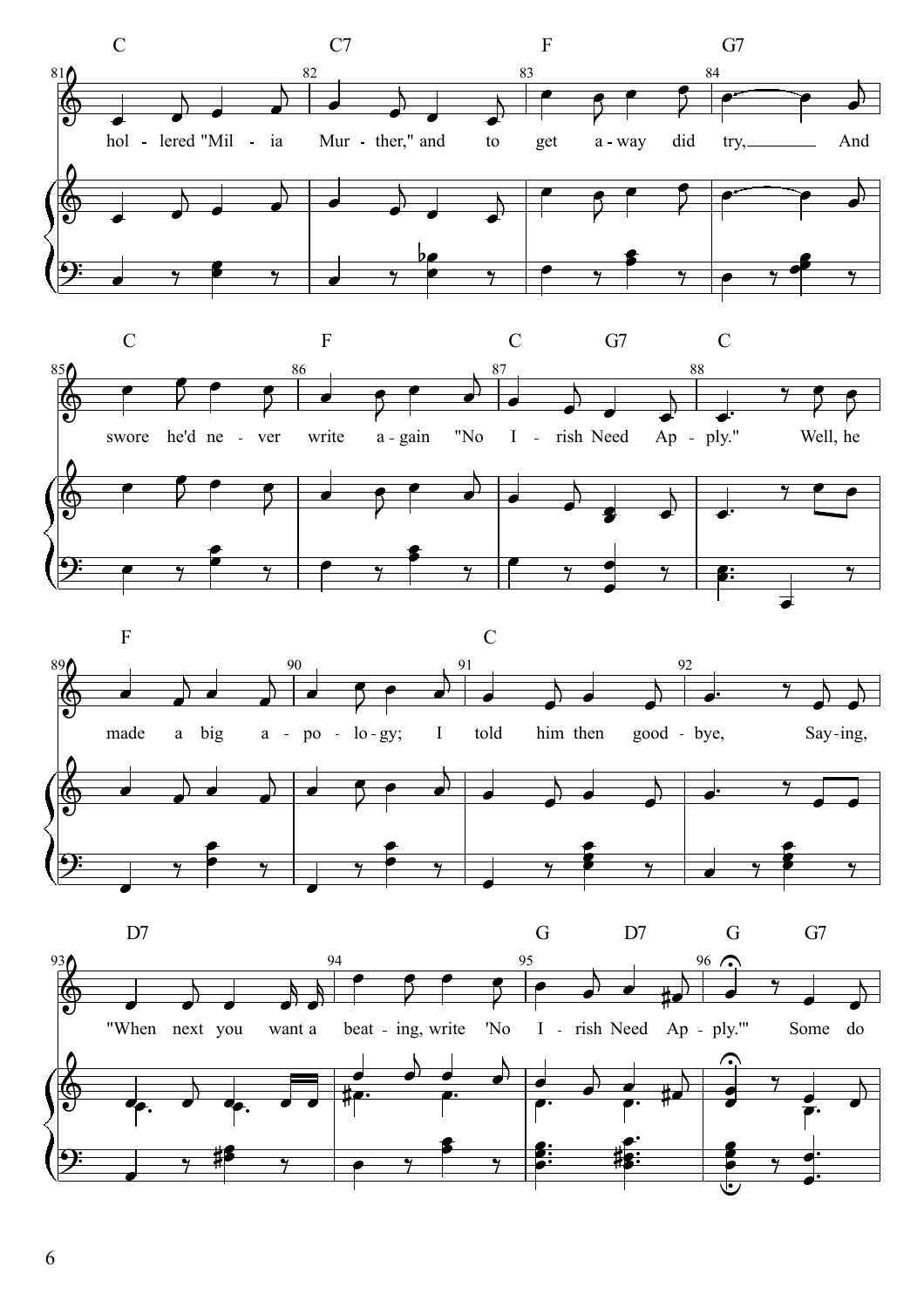holl-lered "Mil-ia Mur-ther," and to get a-way did try, And swore he'd ne-ver write a-gain "No I-rish Need Ap-ply." Well, he made a big a-po-lo-gy; I told him then good-bye, Say-ing, "When next you want a beat-ing, write 'No I-rish Need Ap-ply.'" Some do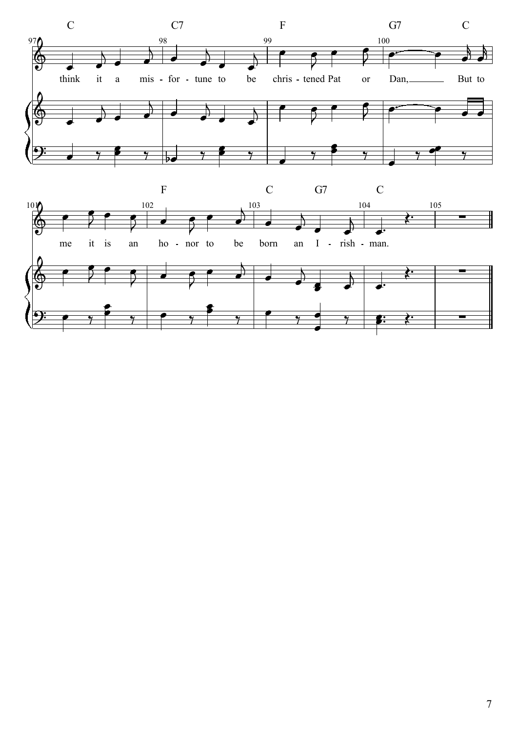C C7 F G7 C

think it a mis - for - tune to be chris - tened Pat or Dan, But to

F C G7 C

me it is an ho - nor to be born an I - rish - man.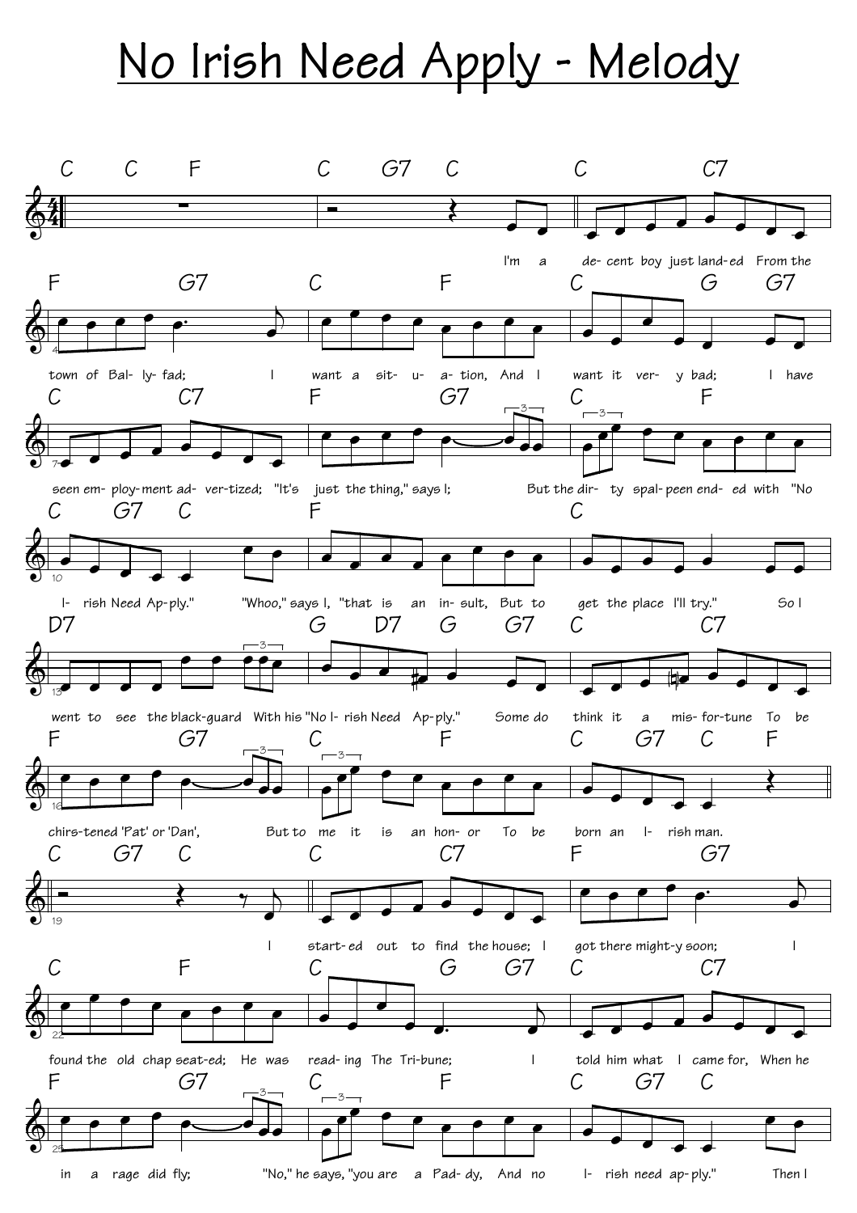# No Irish Need Apply - Melody

I'm a decent boy just landed From the town of Bally-fad; I want a situation, And I want it very bad; I have seen employment advertized; "It's just the thing," says I; But the dirty spalpeen ended with "No Irish Need Apply." "Whoo," says I, "that is an insult, But to get the place I'll try." So I went to see the blackguard With his "No Irish Need Apply." Some do think it a misfortune To be christened 'Pat' or 'Dan', But to me it is an honor To be born an Irishman.

I started out to find the house; I got there mighty soon; I found the old chap seated; He was reading The Tribune; I told him what I came for, When he in a rage did fly; "No," he says, "you are a Paddy, And no Irish need apply." Then I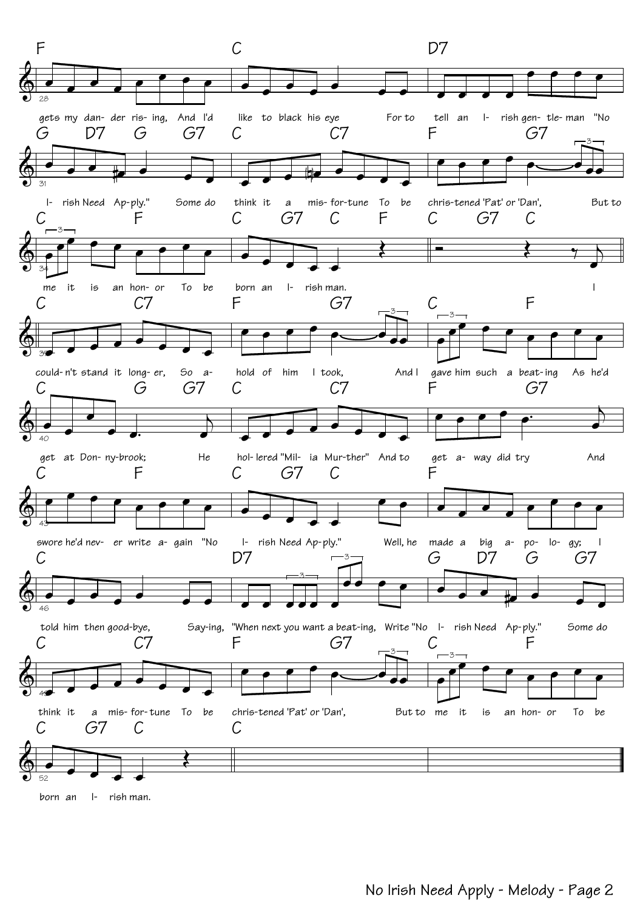gets my dan- der ris- ing, And I'd like to black his eye For to tell an I- rish gen- tle- man "No I- rish Need Ap- ply." Some do think it a mis- for- tune To be chris- tened 'Pat' or 'Dan', But to me it is an hon- or To be born an I- rish man.

I could- n't stand it long- er, So a- hold of him I took, And I gave him such a beat- ing As he'd get at Don- ny- brook; He hol- lered "Mil- ia Mur- ther" And to get a- way did try And swore he'd nev- er write a- gain "No I- rish Need Ap- ply." Well, he made a big a- po- lo- gy; I told him then good- bye, Say- ing, "When next you want a beat- ing, Write "No I- rish Need Ap- ply." Some do think it a mis- for- tune To be chris- tened 'Pat' or 'Dan', But to me it is an hon- or To be born an I- rish man.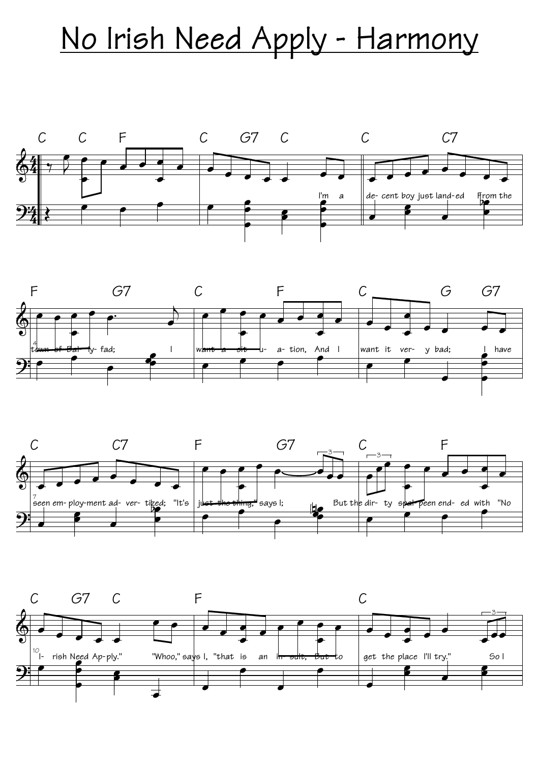# No Irish Need Apply - Harmony

C C F C G7 C C C7

I'm a de- cent boy just land- ed From the

F G7 C F C G G7

town of Bal- ly- fad; I want a sit- u- a- tion, And I want it ver- y bad; I have

C C7 F G7 C F

seen em- ploy- ment ad- ver- tized; "It's just the thing," says I; But the dir- ty spal- peen end- ed with "No

C G7 C F C

I- rish Need Ap- ply." "Whoo," says I, "that is an in- sult, But to get the place I'll try." So I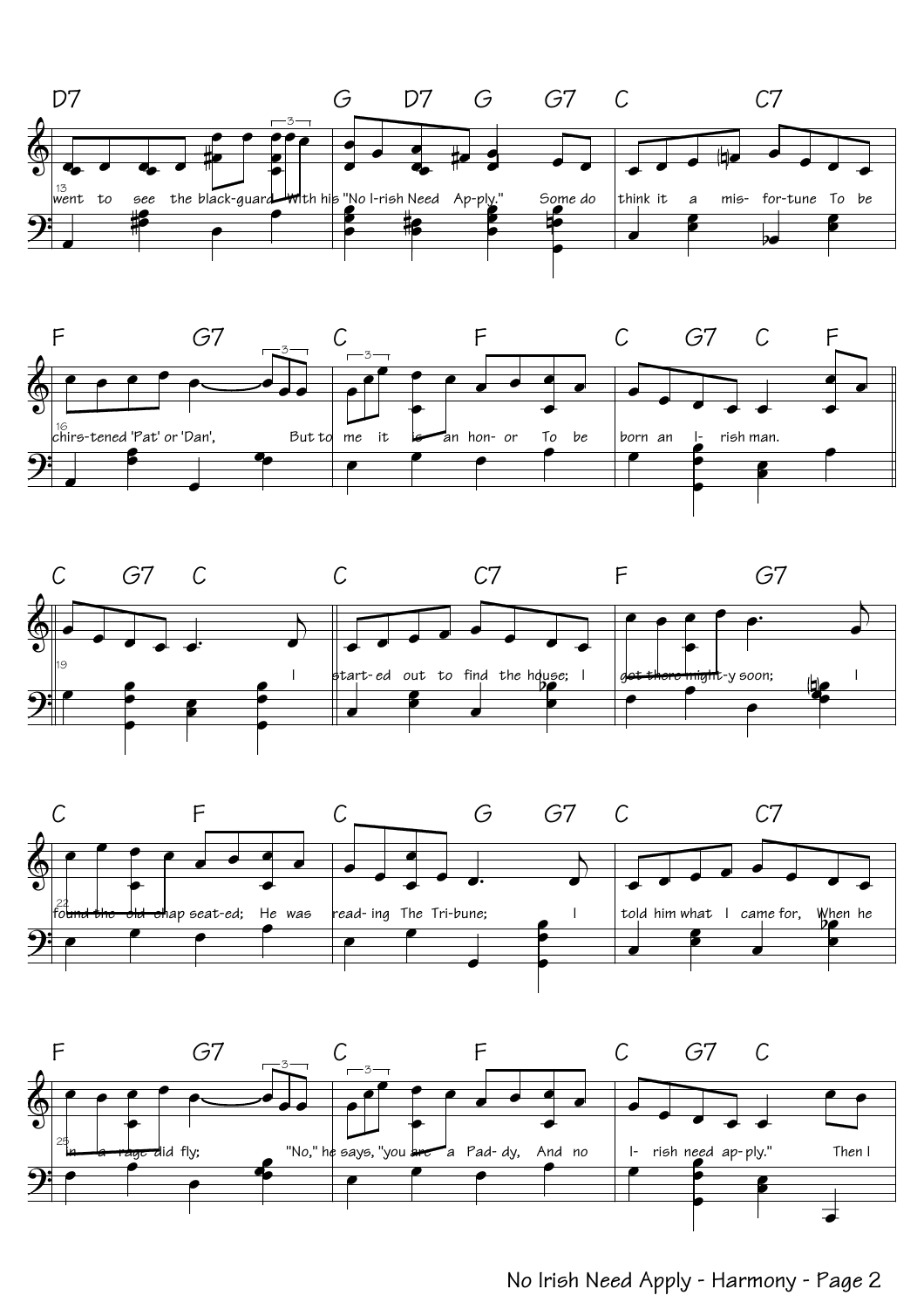D7 G D7 G G7 C C7

13 went to see the black-guard With his "No I-rish Need Ap-ply." Some do think it a mis- for-tune To be

F G7 C F C G7 C F

16 chirs-tened 'Pat' or 'Dan', But to me it is an hon- or To be born an I- rish man.

C G7 C C C7 F G7

19 I start- ed out to find the house; I got there might-y soon; I

C F C G G7 C C7

22 found the old chap seat-ed; He was read- ing The Tri-bune; I told him what I came for, When he

F G7 C F C G7 C

25 in a rage did fly; "No," he says, "you are a Pad- dy, And no I- rish need ap- ply." Then I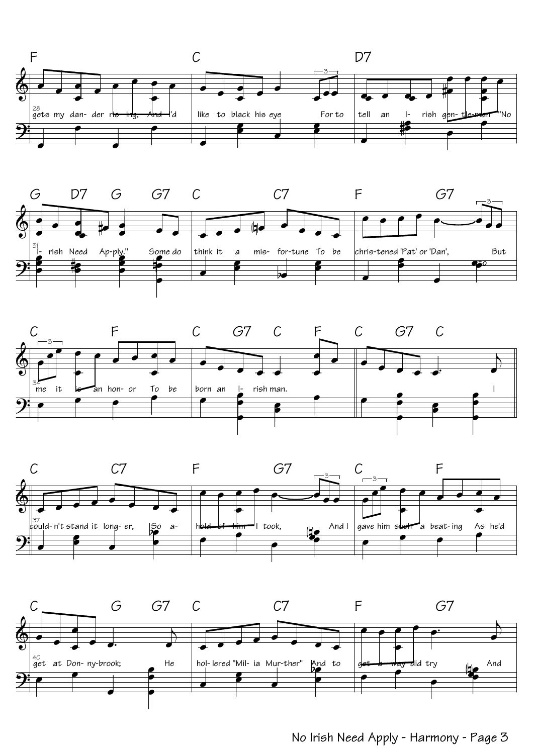gets my dander rising, And I'd like to black his eye For to tell an Irish gentleman "No Irish Need Apply." Some do think it a misfortune To be christened 'Pat' or 'Dan', But me it is an honor To be born an Irish man.

I couldn't stand it longer, So ahold of him I took, And I gave him such a beating As he'd get at Donnybrook; He hollered "Milia Murther" And to get away did try And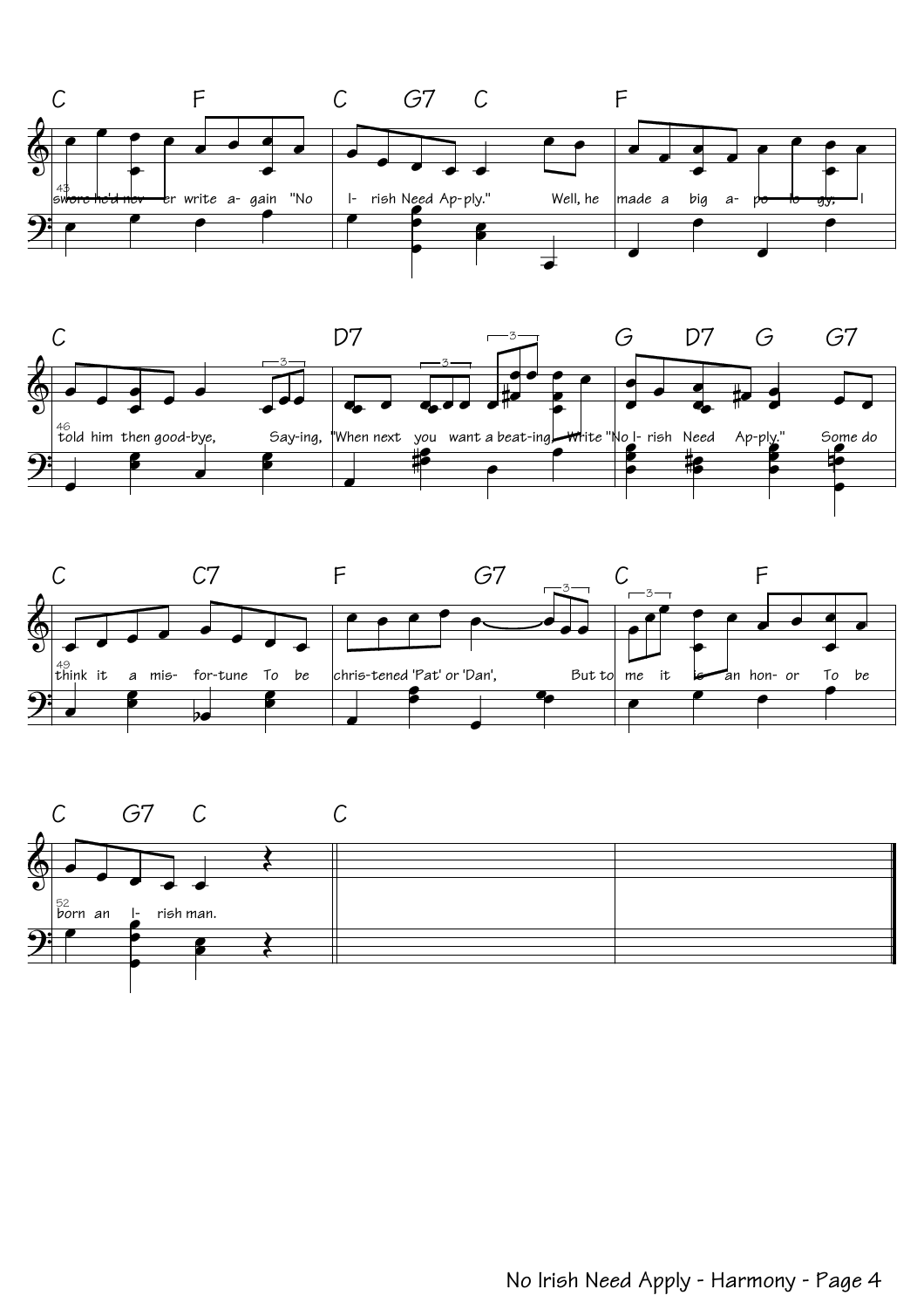C F C G7 C F

43 swore he'd nev- er write a- gain "No I- rish Need Ap-ply." Well, he made a big a- po- lo- gy, I

C D7 G D7 G G7

46 told him then good-bye, Say-ing, "When next you want a beat-ing, Write "No I- rish Need Ap-ply." Some do

C C7 F G7 C F

49 think it a mis- for-tune To be chris-tened 'Pat' or 'Dan', But to me it is an hon- or To be

C G7 C C

52 born an I- rish man.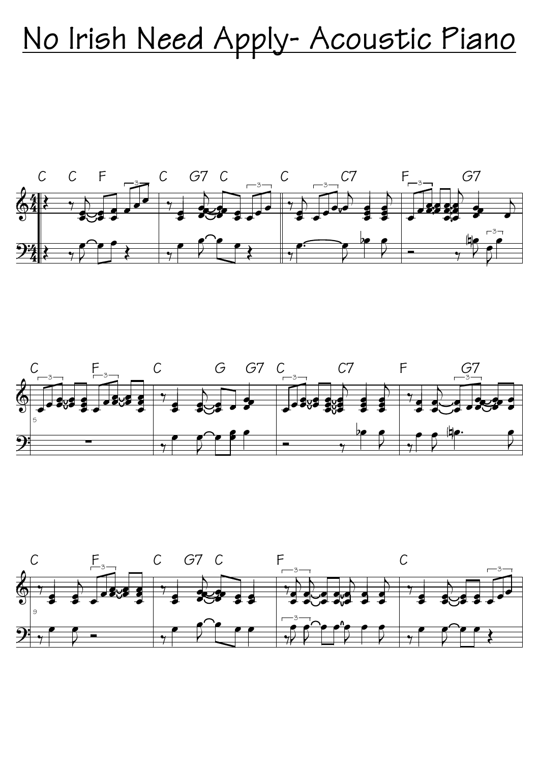# No Irish Need Apply- Acoustic Piano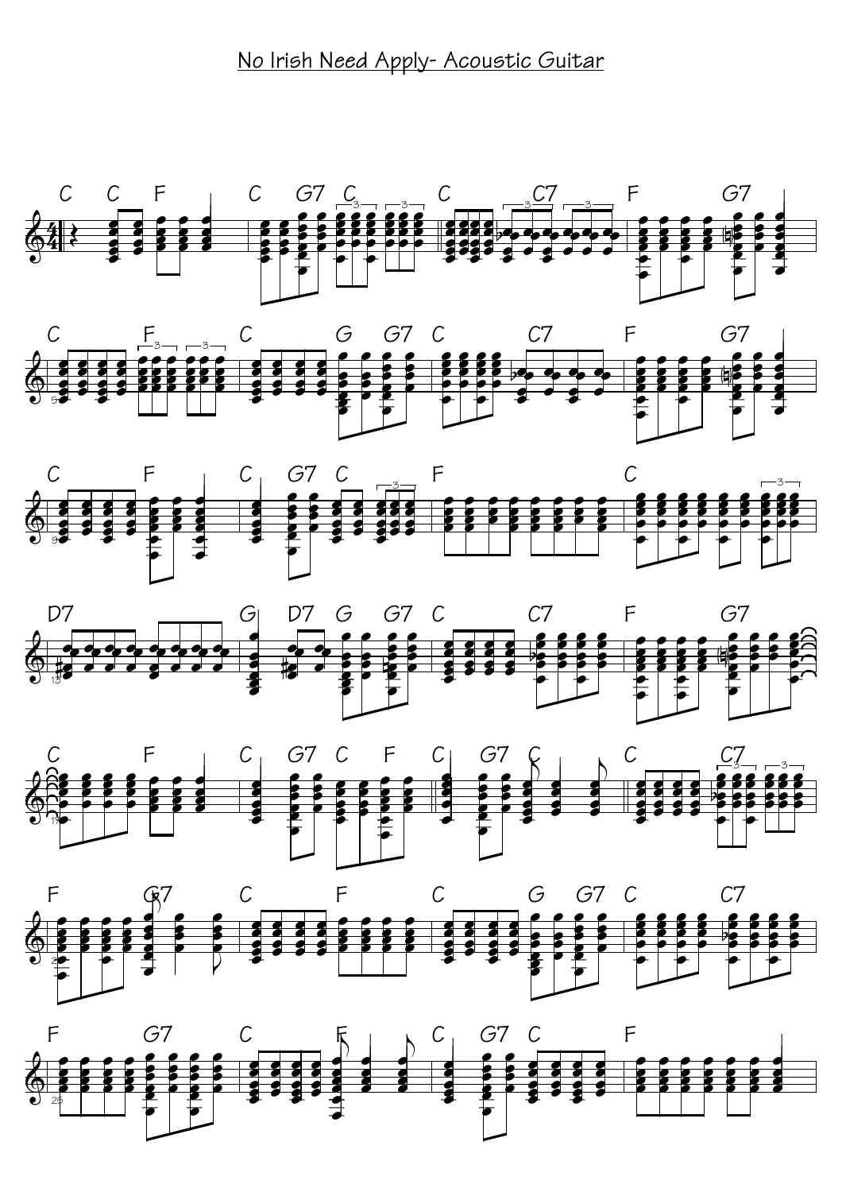# No Irish Need Apply- Acoustic Guitar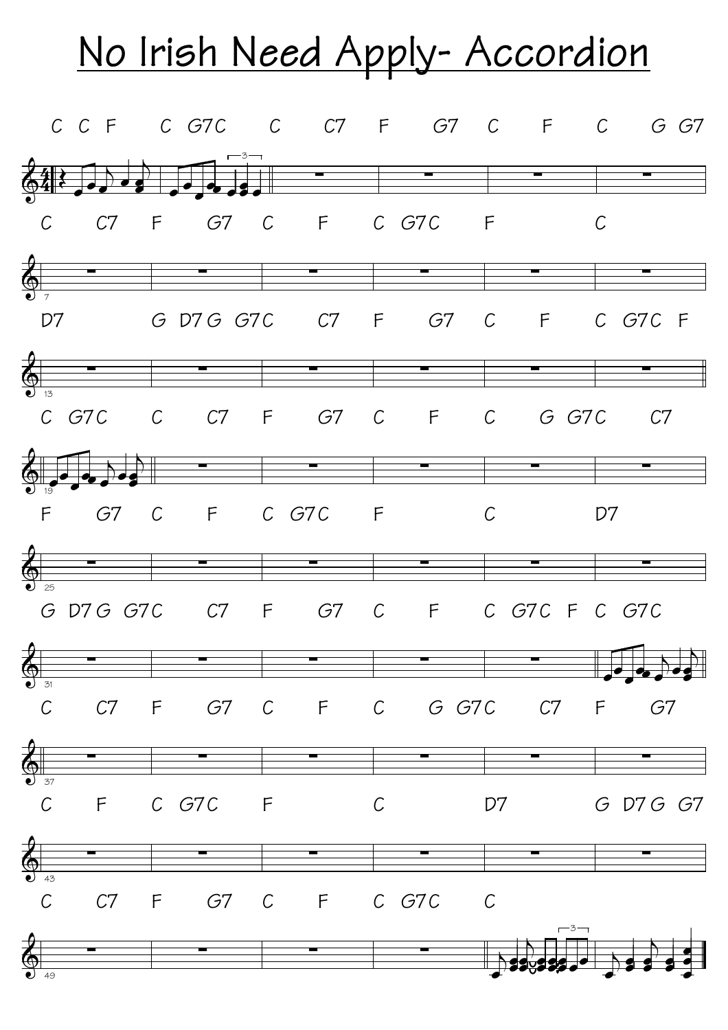# No Irish Need Apply- Accordion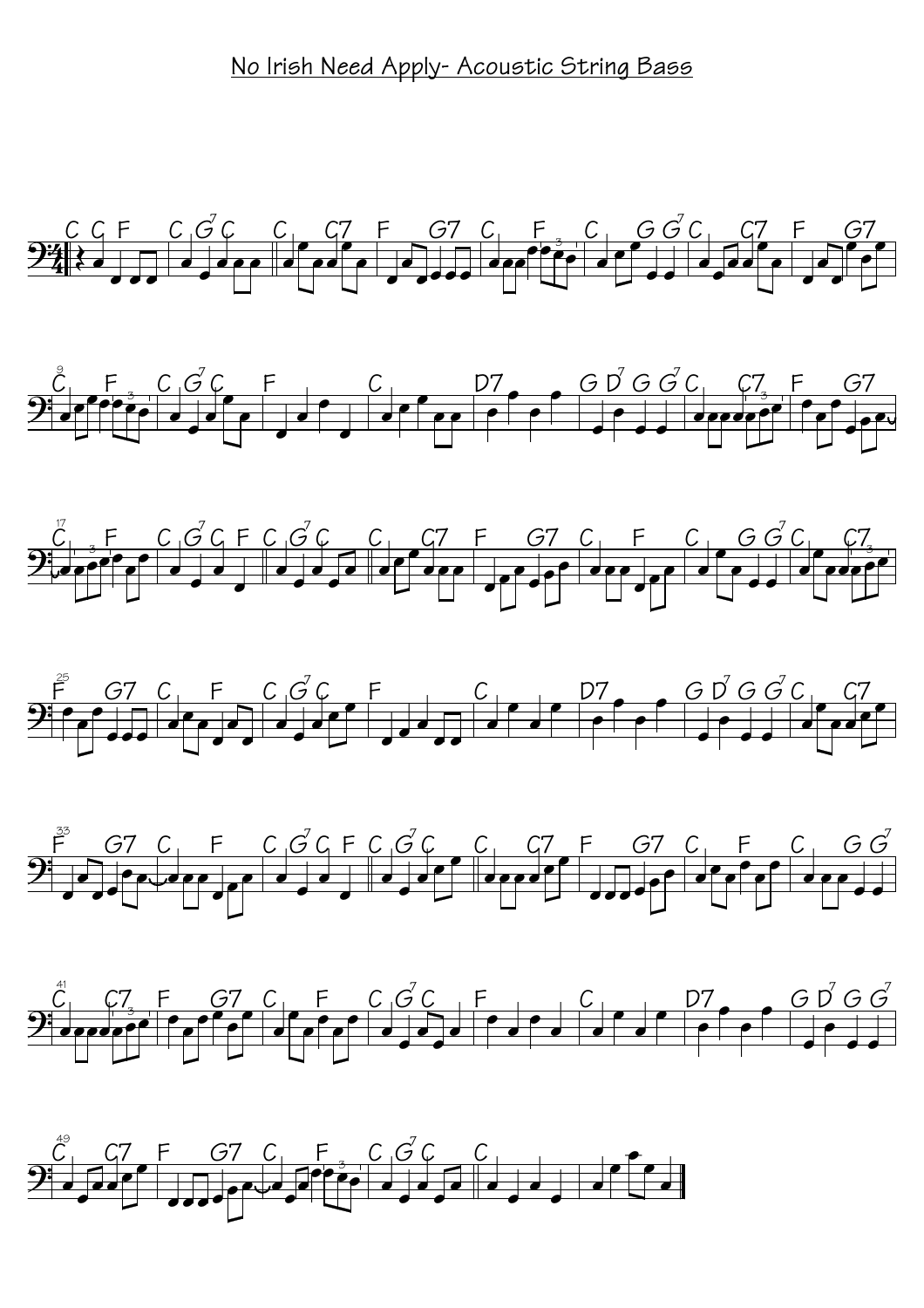# No Irish Need Apply- Acoustic String Bass